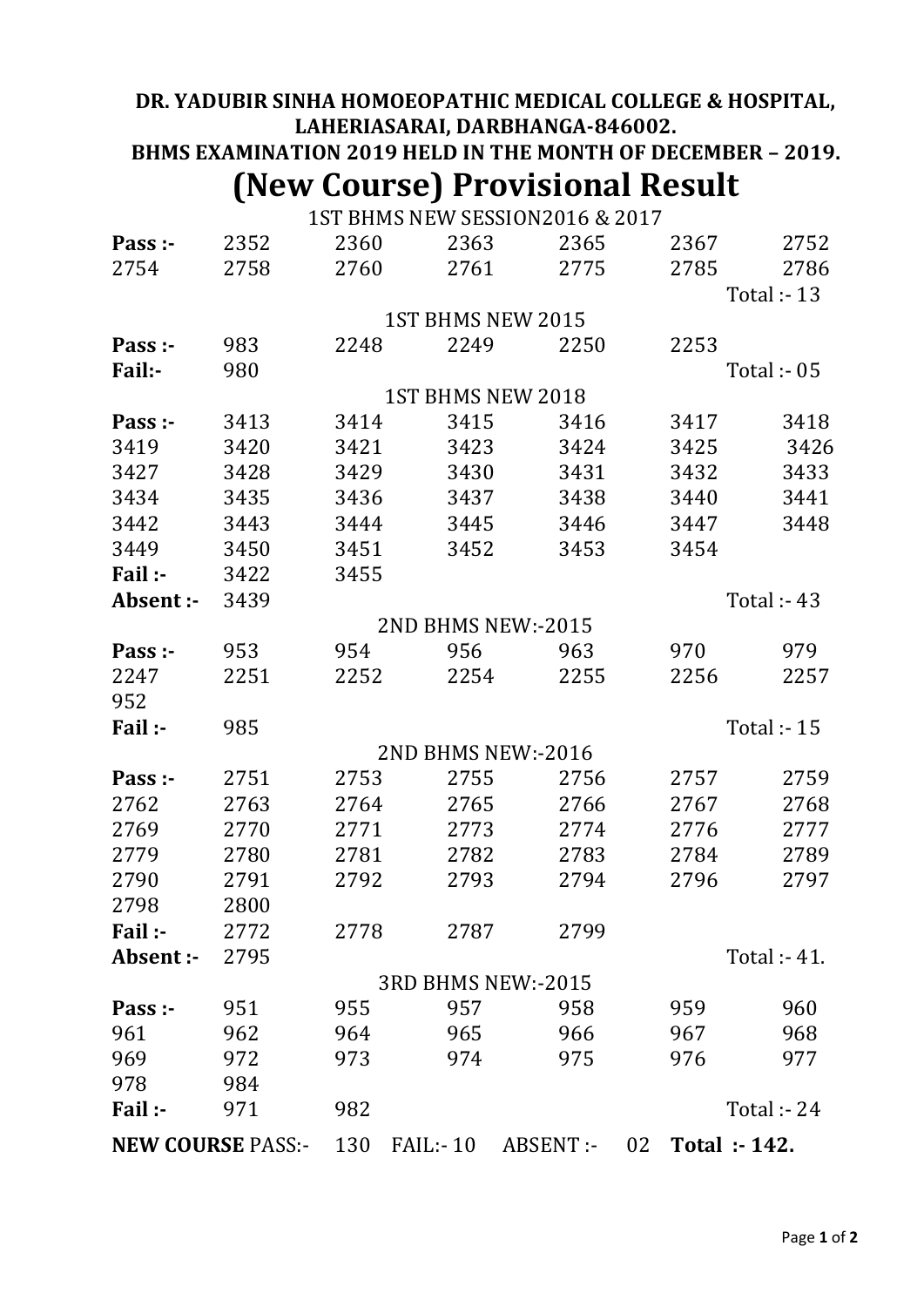**DR. YADUBIR SINHA HOMOEOPATHIC MEDICAL COLLEGE & HOSPITAL, LAHERIASARAI, DARBHANGA-846002.**

**BHMS EXAMINATION 2019 HELD IN THE MONTH OF DECEMBER – 2019.**

# (New Course) Provisional Result

1ST BHMS NEW SESSION2016 & 2017

| | | | | | | |
|---|---|---|---|---|---|---|
| **Pass :-** | 2352 | 2360 | 2363 | 2365 | 2367 | 2752 |
| 2754 | 2758 | 2760 | 2761 | 2775 | 2785 | 2786 |
| | | | | | | Total :- 13 |

1ST BHMS NEW 2015

| | | | | | | |
|---|---|---|---|---|---|---|
| **Pass :-** | 983 | 2248 | 2249 | 2250 | 2253 | |
| **Fail:-** | 980 | | | | | Total :- 05 |

1ST BHMS NEW 2018

| | | | | | | |
|---|---|---|---|---|---|---|
| **Pass :-** | 3413 | 3414 | 3415 | 3416 | 3417 | 3418 |
| 3419 | 3420 | 3421 | 3423 | 3424 | 3425 | 3426 |
| 3427 | 3428 | 3429 | 3430 | 3431 | 3432 | 3433 |
| 3434 | 3435 | 3436 | 3437 | 3438 | 3440 | 3441 |
| 3442 | 3443 | 3444 | 3445 | 3446 | 3447 | 3448 |
| 3449 | 3450 | 3451 | 3452 | 3453 | 3454 | |
| **Fail :-** | 3422 | 3455 | | | | |
| **Absent :-** | 3439 | | | | | Total :- 43 |

2ND BHMS NEW:-2015

| | | | | | | |
|---|---|---|---|---|---|---|
| **Pass :-** | 953 | 954 | 956 | 963 | 970 | 979 |
| 2247 | 2251 | 2252 | 2254 | 2255 | 2256 | 2257 |
| 952 | | | | | | |
| **Fail :-** | 985 | | | | | Total :- 15 |

2ND BHMS NEW:-2016

| | | | | | | |
|---|---|---|---|---|---|---|
| **Pass :-** | 2751 | 2753 | 2755 | 2756 | 2757 | 2759 |
| 2762 | 2763 | 2764 | 2765 | 2766 | 2767 | 2768 |
| 2769 | 2770 | 2771 | 2773 | 2774 | 2776 | 2777 |
| 2779 | 2780 | 2781 | 2782 | 2783 | 2784 | 2789 |
| 2790 | 2791 | 2792 | 2793 | 2794 | 2796 | 2797 |
| 2798 | 2800 | | | | | |
| **Fail :-** | 2772 | 2778 | 2787 | 2799 | | |
| **Absent :-** | 2795 | | | | | Total :- 41. |

3RD BHMS NEW:-2015

| | | | | | | |
|---|---|---|---|---|---|---|
| **Pass :-** | 951 | 955 | 957 | 958 | 959 | 960 |
| 961 | 962 | 964 | 965 | 966 | 967 | 968 |
| 969 | 972 | 973 | 974 | 975 | 976 | 977 |
| 978 | 984 | | | | | |
| **Fail :-** | 971 | 982 | | | | Total :- 24 |

**NEW COURSE** PASS:- 130 FAIL:- 10 ABSENT :- 02 **Total :- 142.**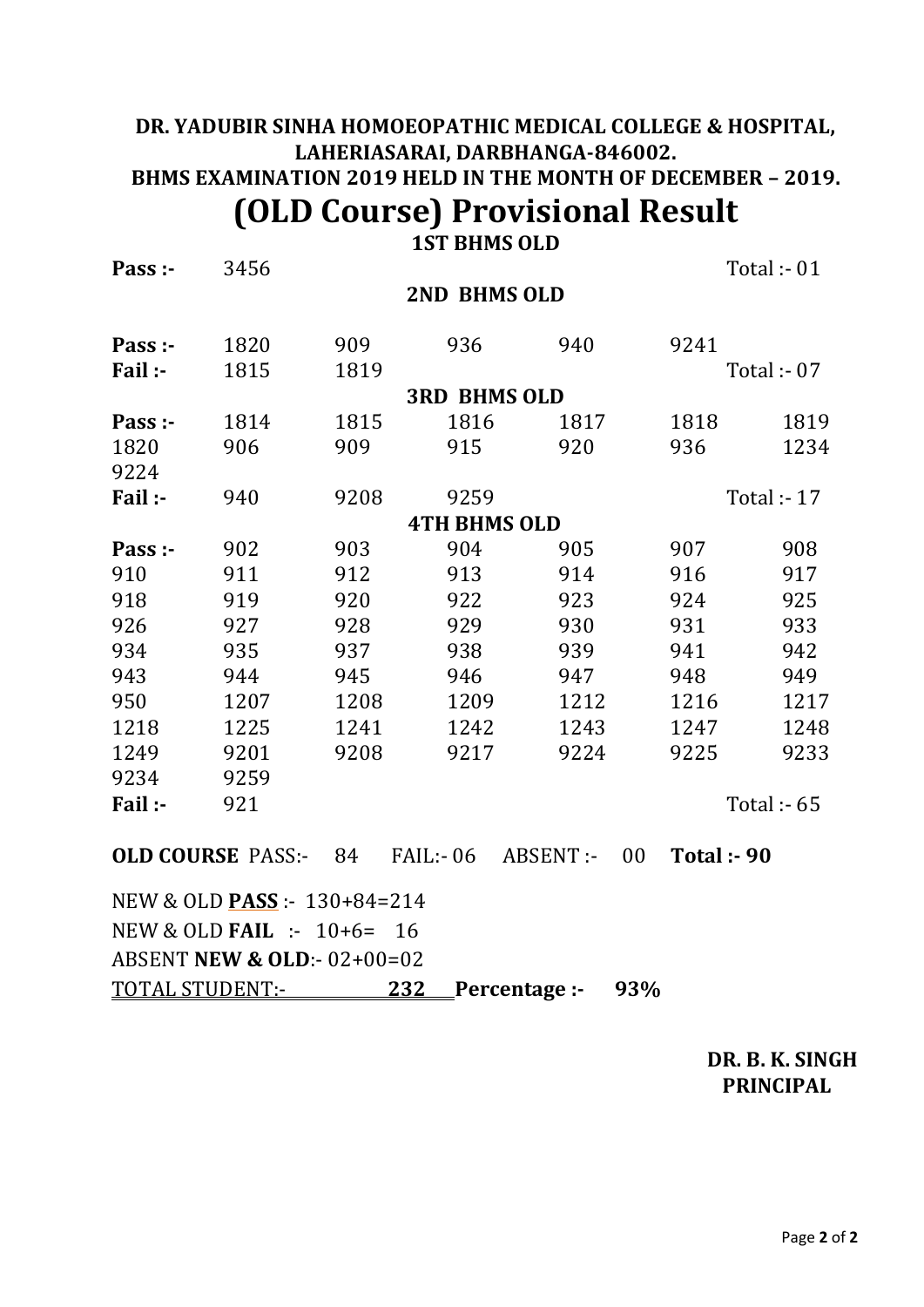**DR. YADUBIR SINHA HOMOEOPATHIC MEDICAL COLLEGE & HOSPITAL, LAHERIASARAI, DARBHANGA-846002.**

**BHMS EXAMINATION 2019 HELD IN THE MONTH OF DECEMBER – 2019.**

# (OLD Course) Provisional Result

### 1ST BHMS OLD

| | | | | | | |
|---|---|---|---|---|---|---|
| **Pass :-** | 3456 | | | | | Total :- 01 |

### 2ND BHMS OLD

| | | | | | | |
|---|---|---|---|---|---|---|
| **Pass :-** | 1820 | 909 | 936 | 940 | 9241 | |
| **Fail :-** | 1815 | 1819 | | | | Total :- 07 |

### 3RD BHMS OLD

| | | | | | | |
|---|---|---|---|---|---|---|
| **Pass :-** | 1814 | 1815 | 1816 | 1817 | 1818 | 1819 |
| 1820 | 906 | 909 | 915 | 920 | 936 | 1234 |
| 9224 | | | | | | |
| **Fail :-** | 940 | 9208 | 9259 | | | Total :- 17 |

### 4TH BHMS OLD

| | | | | | | |
|---|---|---|---|---|---|---|
| **Pass :-** | 902 | 903 | 904 | 905 | 907 | 908 |
| 910 | 911 | 912 | 913 | 914 | 916 | 917 |
| 918 | 919 | 920 | 922 | 923 | 924 | 925 |
| 926 | 927 | 928 | 929 | 930 | 931 | 933 |
| 934 | 935 | 937 | 938 | 939 | 941 | 942 |
| 943 | 944 | 945 | 946 | 947 | 948 | 949 |
| 950 | 1207 | 1208 | 1209 | 1212 | 1216 | 1217 |
| 1218 | 1225 | 1241 | 1242 | 1243 | 1247 | 1248 |
| 1249 | 9201 | 9208 | 9217 | 9224 | 9225 | 9233 |
| 9234 | 9259 | | | | | |
| **Fail :-** | 921 | | | | | Total :- 65 |

**OLD COURSE** PASS:- 84 FAIL:- 06 ABSENT :- 00 **Total :- 90**

NEW & OLD **PASS** :- 130+84=214

NEW & OLD **FAIL** :- 10+6= 16

ABSENT **NEW & OLD**:- 02+00=02

TOTAL STUDENT:- **232** **Percentage :- 93%**

**DR. B. K. SINGH**
**PRINCIPAL**